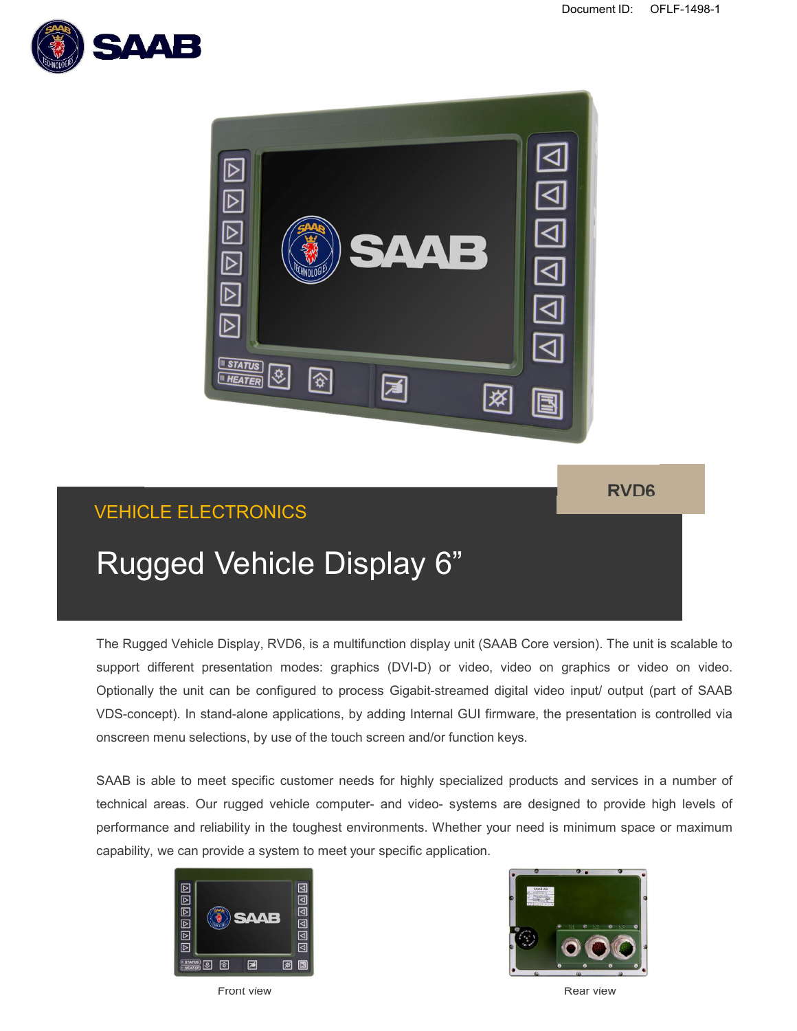Document ID: OFLF-1498-1

RVD6

VEHICLE ELECTRONICS

# Rugged Vehicle Display 6”

The Rugged Vehicle Display, RVD6, is a multifunction display unit (SAAB Core version). The unit is scalable to support different presentation modes: graphics (DVI-D) or video, video on graphics or video on video. Optionally the unit can be configured to process Gigabit-streamed digital video input/ output (part of SAAB VDS-concept). In stand-alone applications, by adding Internal GUI firmware, the presentation is controlled via onscreen menu selections, by use of the touch screen and/or function keys.

SAAB is able to meet specific customer needs for highly specialized products and services in a number of technical areas. Our rugged vehicle computer- and video- systems are designed to provide high levels of performance and reliability in the toughest environments. Whether your need is minimum space or maximum capability, we can provide a system to meet your specific application.

Front view

Rear view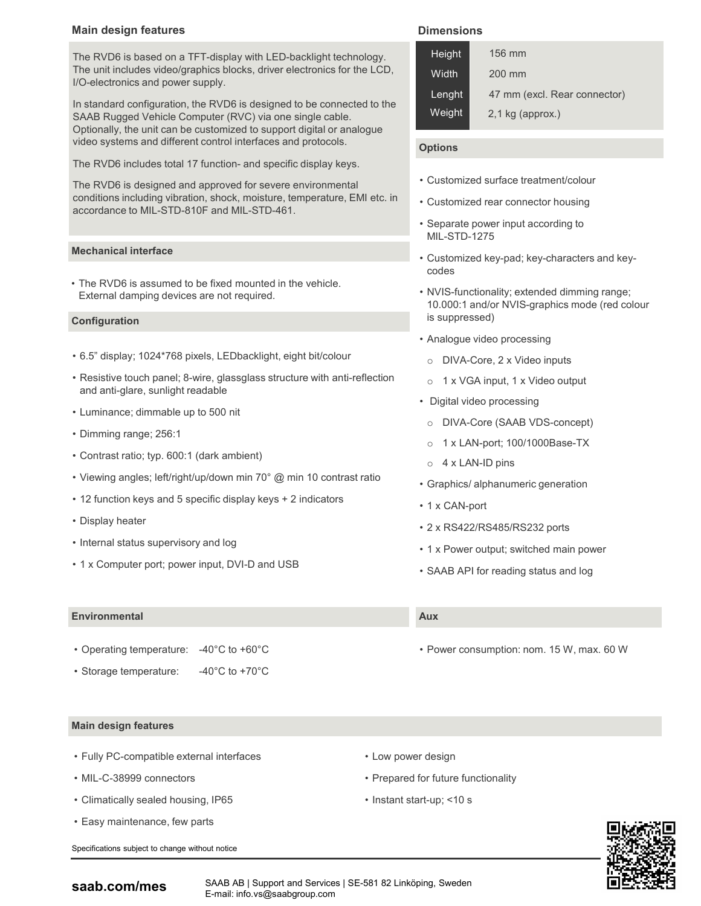## Main design features

The RVD6 is based on a TFT-display with LED-backlight technology. The unit includes video/graphics blocks, driver electronics for the LCD, I/O-electronics and power supply.

In standard configuration, the RVD6 is designed to be connected to the SAAB Rugged Vehicle Computer (RVC) via one single cable. Optionally, the unit can be customized to support digital or analogue video systems and different control interfaces and protocols.

The RVD6 includes total 17 function- and specific display keys.

The RVD6 is designed and approved for severe environmental conditions including vibration, shock, moisture, temperature, EMI etc. in accordance to MIL-STD-810F and MIL-STD-461.

## Mechanical interface

- The RVD6 is assumed to be fixed mounted in the vehicle. External damping devices are not required.

## Configuration

- 6.5” display; 1024*768 pixels, LEDbacklight, eight bit/colour
- Resistive touch panel; 8-wire, glassglass structure with anti-reflection and anti-glare, sunlight readable
- Luminance; dimmable up to 500 nit
- Dimming range; 256:1
- Contrast ratio; typ. 600:1 (dark ambient)
- Viewing angles; left/right/up/down min 70° @ min 10 contrast ratio
- 12 function keys and 5 specific display keys + 2 indicators
- Display heater
- Internal status supervisory and log
- 1 x Computer port; power input, DVI-D and USB

## Dimensions

| | |
|---|---|
| Height | 156 mm |
| Width | 200 mm |
| Lenght | 47 mm (excl. Rear connector) |
| Weight | 2,1 kg (approx.) |

## Options

- Customized surface treatment/colour
- Customized rear connector housing
- Separate power input according to MIL-STD-1275
- Customized key-pad; key-characters and key-codes
- NVIS-functionality; extended dimming range; 10.000:1 and/or NVIS-graphics mode (red colour is suppressed)
- Analogue video processing
  - DIVA-Core, 2 x Video inputs
  - 1 x VGA input, 1 x Video output
- Digital video processing
  - DIVA-Core (SAAB VDS-concept)
  - 1 x LAN-port; 100/1000Base-TX
  - 4 x LAN-ID pins
- Graphics/ alphanumeric generation
- 1 x CAN-port
- 2 x RS422/RS485/RS232 ports
- 1 x Power output; switched main power
- SAAB API for reading status and log

## Environmental

- Operating temperature: -40°C to +60°C
- Storage temperature: -40°C to +70°C

## Aux

- Power consumption: nom. 15 W, max. 60 W

## Main design features

- Fully PC-compatible external interfaces
- MIL-C-38999 connectors
- Climatically sealed housing, IP65
- Easy maintenance, few parts
- Low power design
- Prepared for future functionality
- Instant start-up; <10 s

Specifications subject to change without notice

**saab.com/mes**

SAAB AB | Support and Services | SE-581 82 Linköping, Sweden
E-mail: info.vs@saabgroup.com